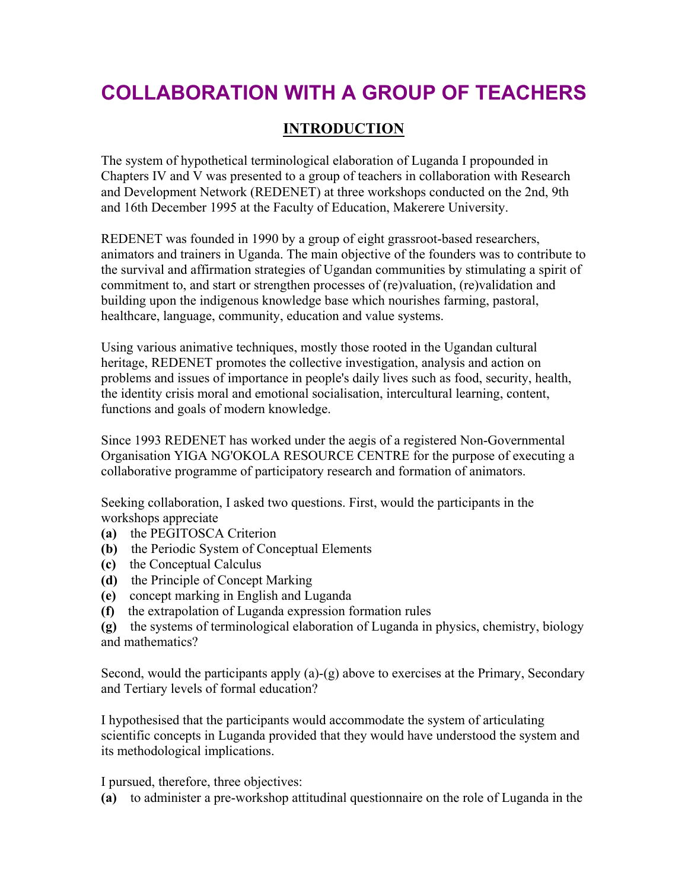# COLLABORATION WITH A GROUP OF TEACHERS

## INTRODUCTION

The system of hypothetical terminological elaboration of Luganda I propounded in Chapters IV and V was presented to a group of teachers in collaboration with Research and Development Network (REDENET) at three workshops conducted on the 2nd, 9th and 16th December 1995 at the Faculty of Education, Makerere University.

REDENET was founded in 1990 by a group of eight grassroot-based researchers, animators and trainers in Uganda. The main objective of the founders was to contribute to the survival and affirmation strategies of Ugandan communities by stimulating a spirit of commitment to, and start or strengthen processes of (re)valuation, (re)validation and building upon the indigenous knowledge base which nourishes farming, pastoral, healthcare, language, community, education and value systems.

Using various animative techniques, mostly those rooted in the Ugandan cultural heritage, REDENET promotes the collective investigation, analysis and action on problems and issues of importance in people's daily lives such as food, security, health, the identity crisis moral and emotional socialisation, intercultural learning, content, functions and goals of modern knowledge.

Since 1993 REDENET has worked under the aegis of a registered Non-Governmental Organisation YIGA NG'OKOLA RESOURCE CENTRE for the purpose of executing a collaborative programme of participatory research and formation of animators.

Seeking collaboration, I asked two questions. First, would the participants in the workshops appreciate

**(a)** the PEGITOSCA Criterion
**(b)** the Periodic System of Conceptual Elements
**(c)** the Conceptual Calculus
**(d)** the Principle of Concept Marking
**(e)** concept marking in English and Luganda
**(f)** the extrapolation of Luganda expression formation rules
**(g)** the systems of terminological elaboration of Luganda in physics, chemistry, biology and mathematics?

Second, would the participants apply (a)-(g) above to exercises at the Primary, Secondary and Tertiary levels of formal education?

I hypothesised that the participants would accommodate the system of articulating scientific concepts in Luganda provided that they would have understood the system and its methodological implications.

I pursued, therefore, three objectives:

**(a)** to administer a pre-workshop attitudinal questionnaire on the role of Luganda in the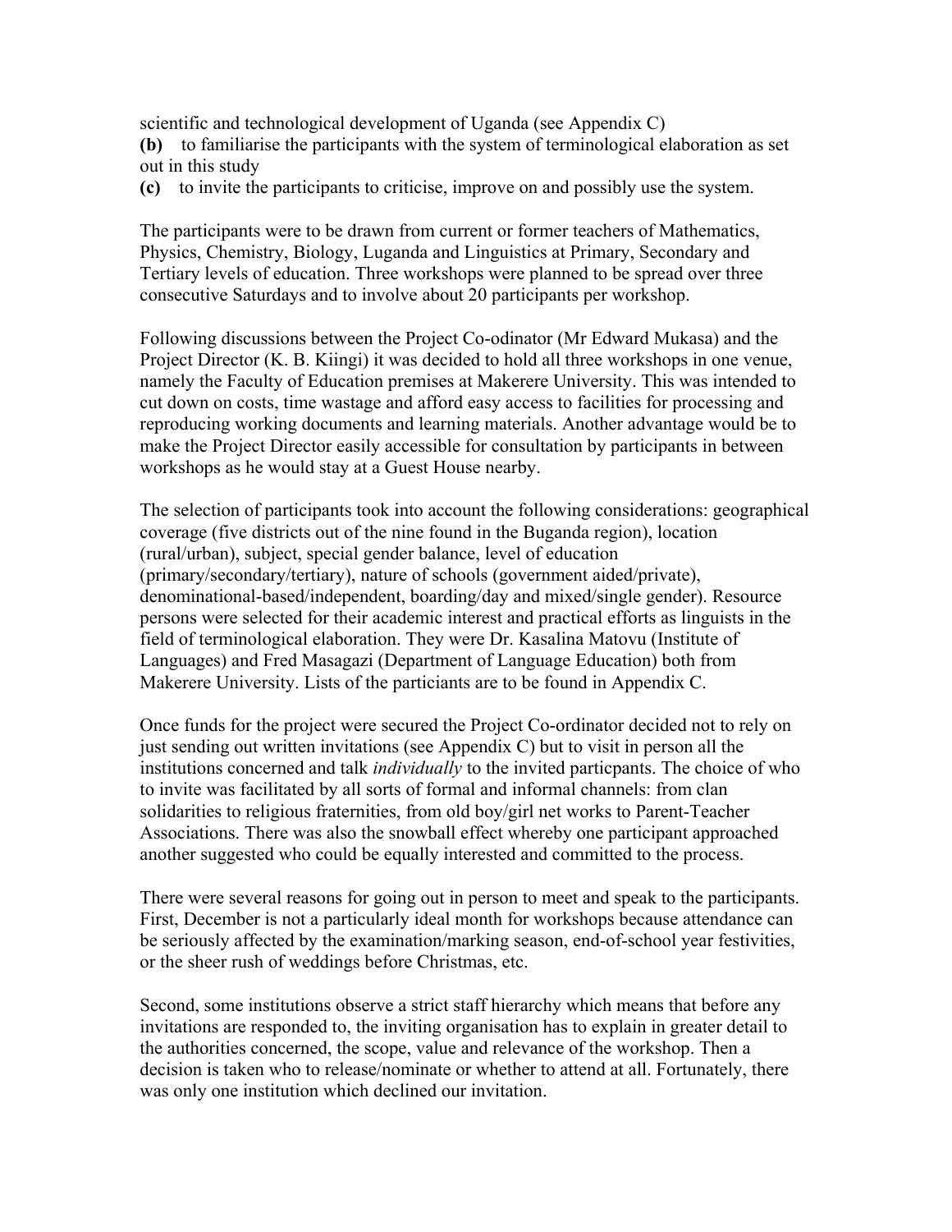scientific and technological development of Uganda (see Appendix C)

**(b)** to familiarise the participants with the system of terminological elaboration as set out in this study

**(c)** to invite the participants to criticise, improve on and possibly use the system.

The participants were to be drawn from current or former teachers of Mathematics, Physics, Chemistry, Biology, Luganda and Linguistics at Primary, Secondary and Tertiary levels of education. Three workshops were planned to be spread over three consecutive Saturdays and to involve about 20 participants per workshop.

Following discussions between the Project Co-odinator (Mr Edward Mukasa) and the Project Director (K. B. Kiingi) it was decided to hold all three workshops in one venue, namely the Faculty of Education premises at Makerere University. This was intended to cut down on costs, time wastage and afford easy access to facilities for processing and reproducing working documents and learning materials. Another advantage would be to make the Project Director easily accessible for consultation by participants in between workshops as he would stay at a Guest House nearby.

The selection of participants took into account the following considerations: geographical coverage (five districts out of the nine found in the Buganda region), location (rural/urban), subject, special gender balance, level of education (primary/secondary/tertiary), nature of schools (government aided/private), denominational-based/independent, boarding/day and mixed/single gender). Resource persons were selected for their academic interest and practical efforts as linguists in the field of terminological elaboration. They were Dr. Kasalina Matovu (Institute of Languages) and Fred Masagazi (Department of Language Education) both from Makerere University. Lists of the particiants are to be found in Appendix C.

Once funds for the project were secured the Project Co-ordinator decided not to rely on just sending out written invitations (see Appendix C) but to visit in person all the institutions concerned and talk *individually* to the invited particpants. The choice of who to invite was facilitated by all sorts of formal and informal channels: from clan solidarities to religious fraternities, from old boy/girl net works to Parent-Teacher Associations. There was also the snowball effect whereby one participant approached another suggested who could be equally interested and committed to the process.

There were several reasons for going out in person to meet and speak to the participants. First, December is not a particularly ideal month for workshops because attendance can be seriously affected by the examination/marking season, end-of-school year festivities, or the sheer rush of weddings before Christmas, etc.

Second, some institutions observe a strict staff hierarchy which means that before any invitations are responded to, the inviting organisation has to explain in greater detail to the authorities concerned, the scope, value and relevance of the workshop. Then a decision is taken who to release/nominate or whether to attend at all. Fortunately, there was only one institution which declined our invitation.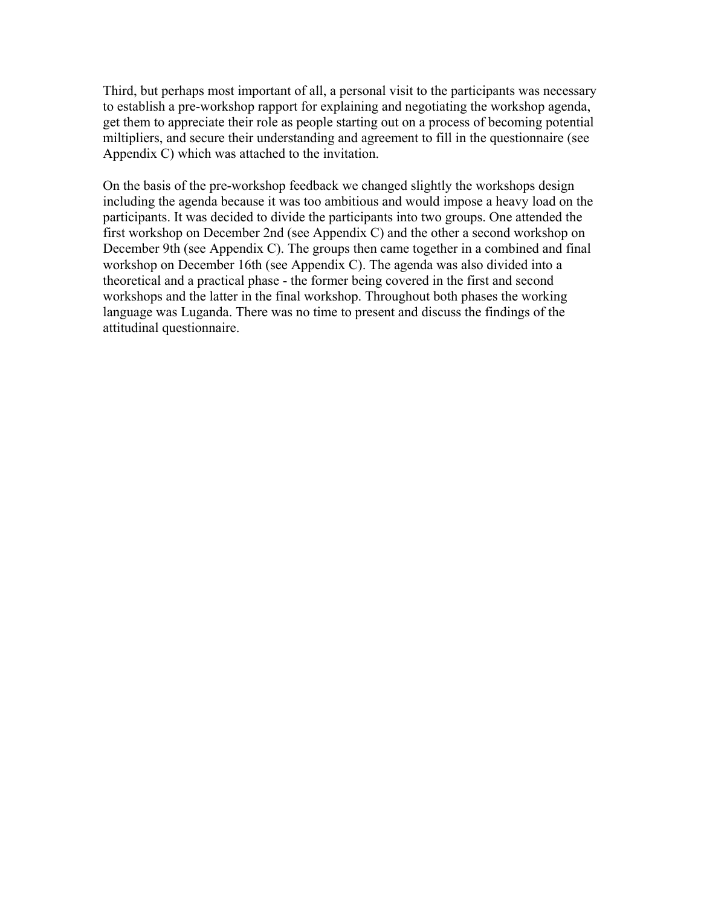Third, but perhaps most important of all, a personal visit to the participants was necessary to establish a pre-workshop rapport for explaining and negotiating the workshop agenda, get them to appreciate their role as people starting out on a process of becoming potential miltipliers, and secure their understanding and agreement to fill in the questionnaire (see Appendix C) which was attached to the invitation.

On the basis of the pre-workshop feedback we changed slightly the workshops design including the agenda because it was too ambitious and would impose a heavy load on the participants. It was decided to divide the participants into two groups. One attended the first workshop on December 2nd (see Appendix C) and the other a second workshop on December 9th (see Appendix C). The groups then came together in a combined and final workshop on December 16th (see Appendix C). The agenda was also divided into a theoretical and a practical phase - the former being covered in the first and second workshops and the latter in the final workshop. Throughout both phases the working language was Luganda. There was no time to present and discuss the findings of the attitudinal questionnaire.